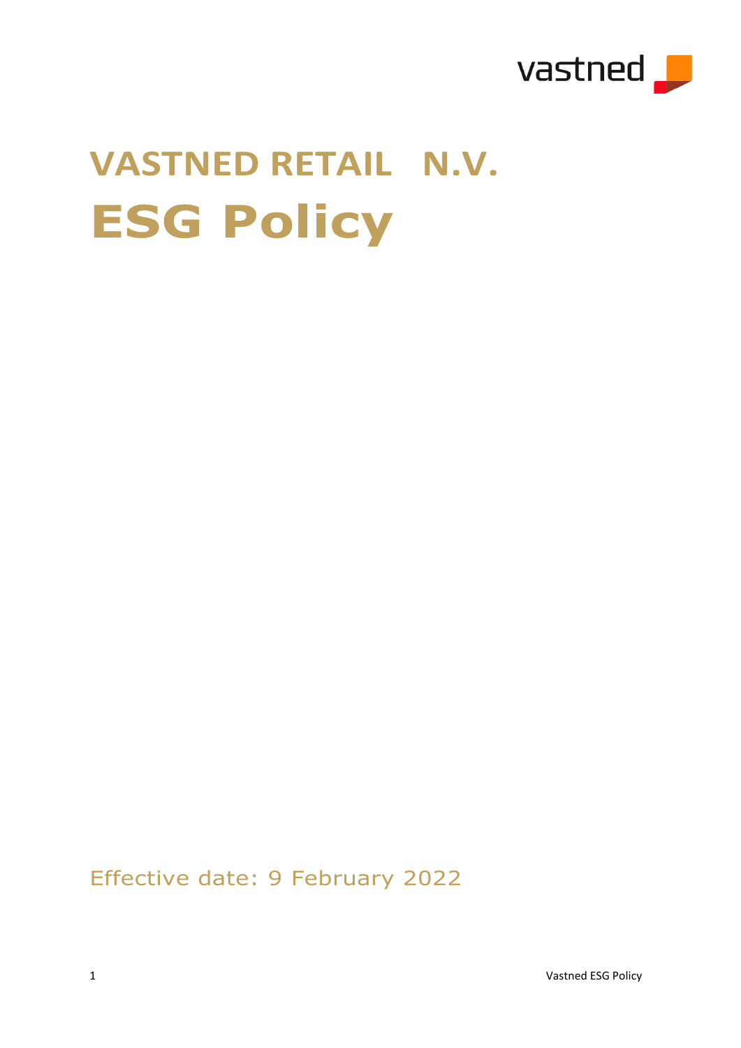vastned

# VASTNED RETAIL N.V.

# ESG Policy

Effective date: 9 February 2022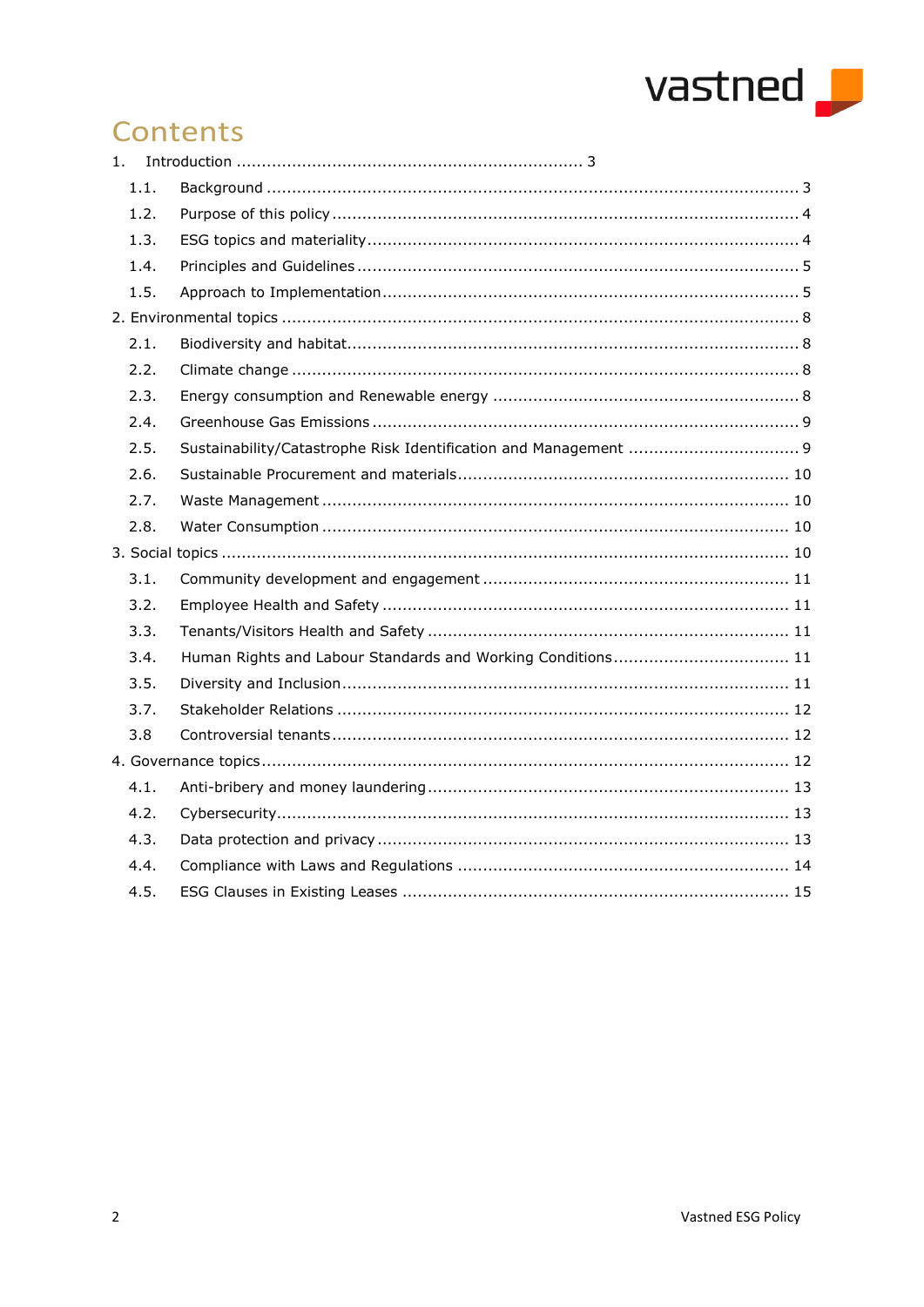# Contents

1. Introduction ..................................................................... 3
   - 1.1. Background ..................................................................................................... 3
   - 1.2. Purpose of this policy ........................................................................................ 4
   - 1.3. ESG topics and materiality ................................................................................. 4
   - 1.4. Principles and Guidelines ................................................................................... 5
   - 1.5. Approach to Implementation .............................................................................. 5
2. Environmental topics ...................................................................................................... 8
   - 2.1. Biodiversity and habitat ..................................................................................... 8
   - 2.2. Climate change ................................................................................................. 8
   - 2.3. Energy consumption and Renewable energy .......................................................... 8
   - 2.4. Greenhouse Gas Emissions ................................................................................. 9
   - 2.5. Sustainability/Catastrophe Risk Identification and Management .............................. 9
   - 2.6. Sustainable Procurement and materials ............................................................... 10
   - 2.7. Waste Management .......................................................................................... 10
   - 2.8. Water Consumption .......................................................................................... 10
3. Social topics ................................................................................................................ 10
   - 3.1. Community development and engagement ........................................................... 11
   - 3.2. Employee Health and Safety .............................................................................. 11
   - 3.3. Tenants/Visitors Health and Safety ..................................................................... 11
   - 3.4. Human Rights and Labour Standards and Working Conditions ................................. 11
   - 3.5. Diversity and Inclusion ...................................................................................... 11
   - 3.7. Stakeholder Relations ....................................................................................... 12
   - 3.8 Controversial tenants ......................................................................................... 12
4. Governance topics ........................................................................................................ 12
   - 4.1. Anti-bribery and money laundering ..................................................................... 13
   - 4.2. Cybersecurity ................................................................................................... 13
   - 4.3. Data protection and privacy ............................................................................... 13
   - 4.4. Compliance with Laws and Regulations ............................................................... 14
   - 4.5. ESG Clauses in Existing Leases .......................................................................... 15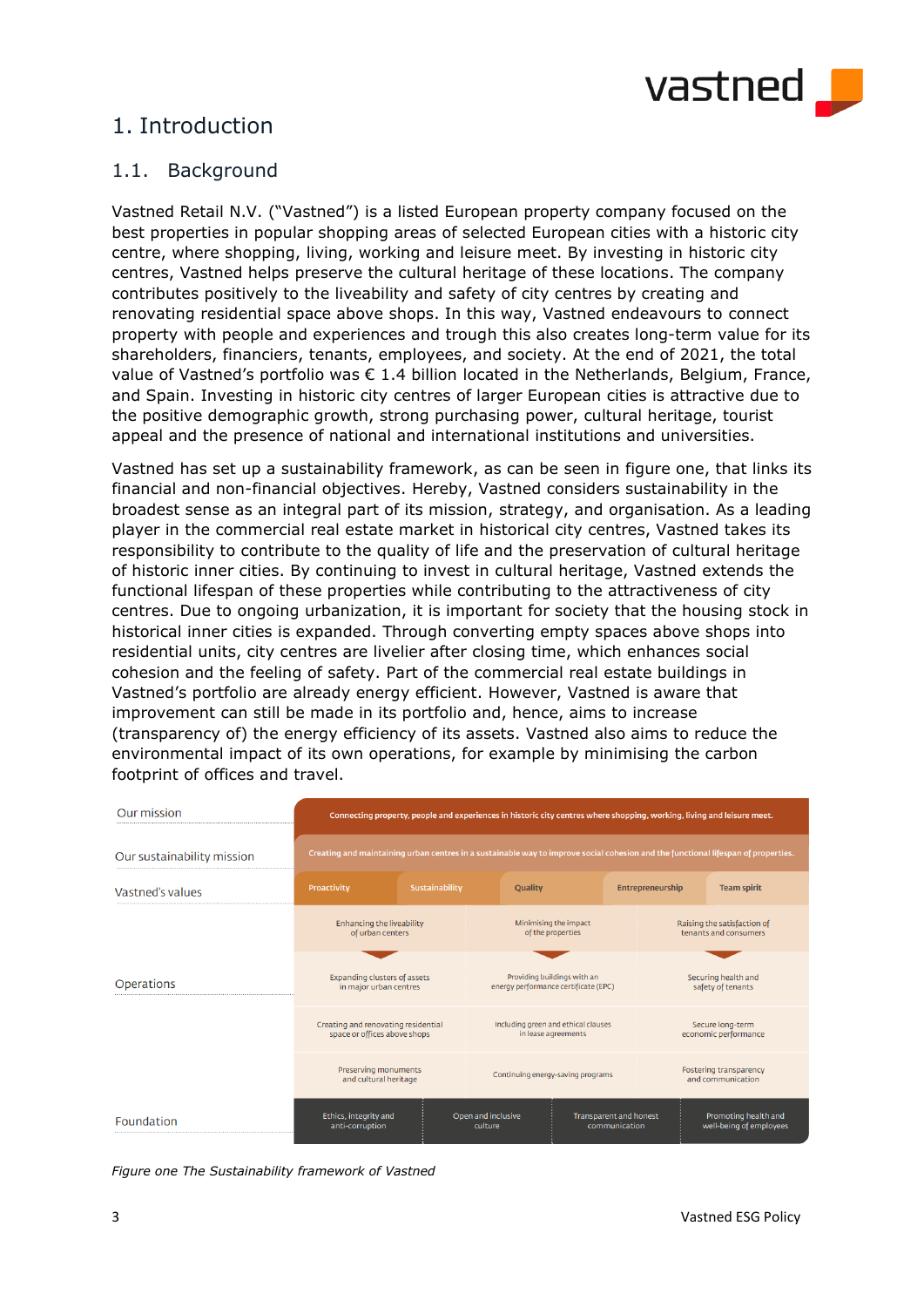# 1. Introduction

## 1.1. Background

Vastned Retail N.V. ("Vastned") is a listed European property company focused on the best properties in popular shopping areas of selected European cities with a historic city centre, where shopping, living, working and leisure meet. By investing in historic city centres, Vastned helps preserve the cultural heritage of these locations. The company contributes positively to the liveability and safety of city centres by creating and renovating residential space above shops. In this way, Vastned endeavours to connect property with people and experiences and trough this also creates long-term value for its shareholders, financiers, tenants, employees, and society. At the end of 2021, the total value of Vastned's portfolio was € 1.4 billion located in the Netherlands, Belgium, France, and Spain. Investing in historic city centres of larger European cities is attractive due to the positive demographic growth, strong purchasing power, cultural heritage, tourist appeal and the presence of national and international institutions and universities.

Vastned has set up a sustainability framework, as can be seen in figure one, that links its financial and non-financial objectives. Hereby, Vastned considers sustainability in the broadest sense as an integral part of its mission, strategy, and organisation. As a leading player in the commercial real estate market in historical city centres, Vastned takes its responsibility to contribute to the quality of life and the preservation of cultural heritage of historic inner cities. By continuing to invest in cultural heritage, Vastned extends the functional lifespan of these properties while contributing to the attractiveness of city centres. Due to ongoing urbanization, it is important for society that the housing stock in historical inner cities is expanded. Through converting empty spaces above shops into residential units, city centres are livelier after closing time, which enhances social cohesion and the feeling of safety. Part of the commercial real estate buildings in Vastned's portfolio are already energy efficient. However, Vastned is aware that improvement can still be made in its portfolio and, hence, aims to increase (transparency of) the energy efficiency of its assets. Vastned also aims to reduce the environmental impact of its own operations, for example by minimising the carbon footprint of offices and travel.

| | | | |
|---|---|---|---|
| Our mission | Connecting property, people and experiences in historic city centres where shopping, working, living and leisure meet. | | |
| Our sustainability mission | Creating and maintaining urban centres in a sustainable way to improve social cohesion and the functional lifespan of properties. | | |
| Vastned's values | Proactivity, Sustainability, Quality, Entrepreneurship, Team spirit | | |
| Operations | Enhancing the liveability of urban centers | Minimising the impact of the properties | Raising the satisfaction of tenants and consumers |
| | Expanding clusters of assets in major urban centres | Providing buildings with an energy performance certificate (EPC) | Securing health and safety of tenants |
| | Creating and renovating residential space or offices above shops | Including green and ethical clauses in lease agreements | Secure long-term economic performance |
| | Preserving monuments and cultural heritage | Continuing energy-saving programs | Fostering transparency and communication |
| Foundation | Ethics, integrity and anti-corruption; Open and inclusive culture | Transparent and honest communication | Promoting health and well-being of employees |

*Figure one The Sustainability framework of Vastned*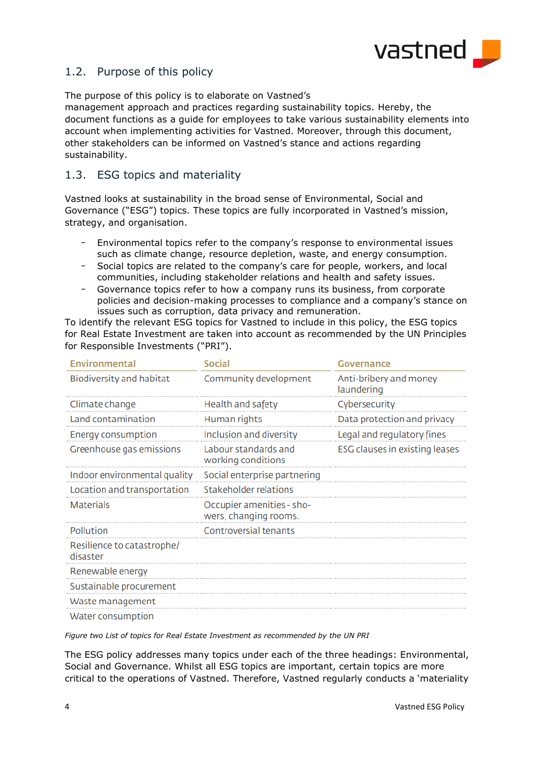## 1.2. Purpose of this policy

The purpose of this policy is to elaborate on Vastned's management approach and practices regarding sustainability topics. Hereby, the document functions as a guide for employees to take various sustainability elements into account when implementing activities for Vastned. Moreover, through this document, other stakeholders can be informed on Vastned's stance and actions regarding sustainability.

## 1.3. ESG topics and materiality

Vastned looks at sustainability in the broad sense of Environmental, Social and Governance ("ESG") topics. These topics are fully incorporated in Vastned's mission, strategy, and organisation.

- Environmental topics refer to the company's response to environmental issues such as climate change, resource depletion, waste, and energy consumption.
- Social topics are related to the company's care for people, workers, and local communities, including stakeholder relations and health and safety issues.
- Governance topics refer to how a company runs its business, from corporate policies and decision-making processes to compliance and a company's stance on issues such as corruption, data privacy and remuneration.

To identify the relevant ESG topics for Vastned to include in this policy, the ESG topics for Real Estate Investment are taken into account as recommended by the UN Principles for Responsible Investments ("PRI").

| Environmental | Social | Governance |
|---|---|---|
| Biodiversity and habitat | Community development | Anti-bribery and money laundering |
| Climate change | Health and safety | Cybersecurity |
| Land contamination | Human rights | Data protection and privacy |
| Energy consumption | Inclusion and diversity | Legal and regulatory fines |
| Greenhouse gas emissions | Labour standards and working conditions | ESG clauses in existing leases |
| Indoor environmental quality | Social enterprise partnering | |
| Location and transportation | Stakeholder relations | |
| Materials | Occupier amenities - showers, changing rooms. | |
| Pollution | Controversial tenants | |
| Resilience to catastrophe/ disaster | | |
| Renewable energy | | |
| Sustainable procurement | | |
| Waste management | | |
| Water consumption | | |

*Figure two List of topics for Real Estate Investment as recommended by the UN PRI*

The ESG policy addresses many topics under each of the three headings: Environmental, Social and Governance. Whilst all ESG topics are important, certain topics are more critical to the operations of Vastned. Therefore, Vastned regularly conducts a 'materiality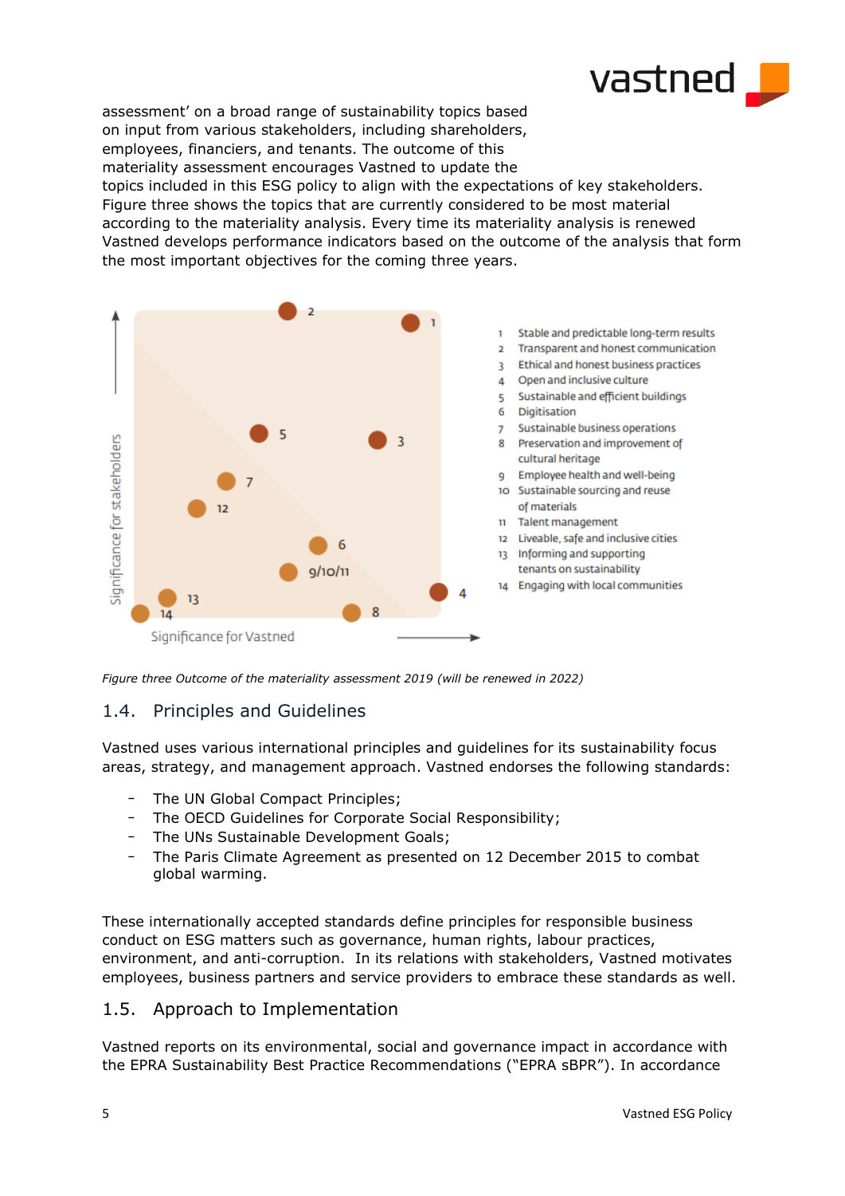assessment' on a broad range of sustainability topics based on input from various stakeholders, including shareholders, employees, financiers, and tenants. The outcome of this materiality assessment encourages Vastned to update the topics included in this ESG policy to align with the expectations of key stakeholders. Figure three shows the topics that are currently considered to be most material according to the materiality analysis. Every time its materiality analysis is renewed Vastned develops performance indicators based on the outcome of the analysis that form the most important objectives for the coming three years.

1. Stable and predictable long-term results
2. Transparent and honest communication
3. Ethical and honest business practices
4. Open and inclusive culture
5. Sustainable and efficient buildings
6. Digitisation
7. Sustainable business operations
8. Preservation and improvement of cultural heritage
9. Employee health and well-being
10. Sustainable sourcing and reuse of materials
11. Talent management
12. Liveable, safe and inclusive cities
13. Informing and supporting tenants on sustainability
14. Engaging with local communities

*Figure three Outcome of the materiality assessment 2019 (will be renewed in 2022)*

## 1.4. Principles and Guidelines

Vastned uses various international principles and guidelines for its sustainability focus areas, strategy, and management approach. Vastned endorses the following standards:

- The UN Global Compact Principles;
- The OECD Guidelines for Corporate Social Responsibility;
- The UNs Sustainable Development Goals;
- The Paris Climate Agreement as presented on 12 December 2015 to combat global warming.

These internationally accepted standards define principles for responsible business conduct on ESG matters such as governance, human rights, labour practices, environment, and anti-corruption. In its relations with stakeholders, Vastned motivates employees, business partners and service providers to embrace these standards as well.

## 1.5. Approach to Implementation

Vastned reports on its environmental, social and governance impact in accordance with the EPRA Sustainability Best Practice Recommendations ("EPRA sBPR"). In accordance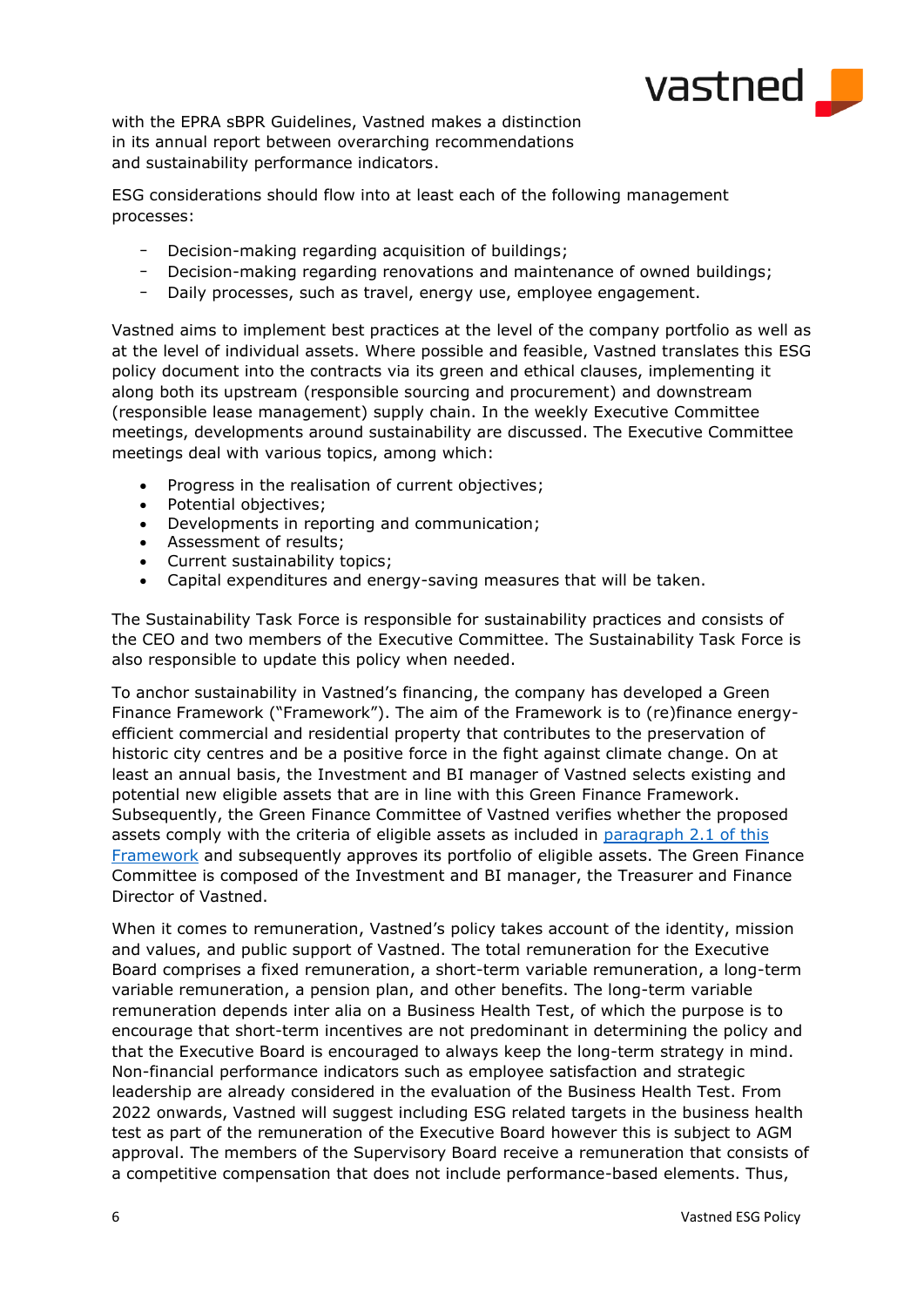with the EPRA sBPR Guidelines, Vastned makes a distinction in its annual report between overarching recommendations and sustainability performance indicators.

ESG considerations should flow into at least each of the following management processes:

- Decision-making regarding acquisition of buildings;
- Decision-making regarding renovations and maintenance of owned buildings;
- Daily processes, such as travel, energy use, employee engagement.

Vastned aims to implement best practices at the level of the company portfolio as well as at the level of individual assets. Where possible and feasible, Vastned translates this ESG policy document into the contracts via its green and ethical clauses, implementing it along both its upstream (responsible sourcing and procurement) and downstream (responsible lease management) supply chain. In the weekly Executive Committee meetings, developments around sustainability are discussed. The Executive Committee meetings deal with various topics, among which:

- Progress in the realisation of current objectives;
- Potential objectives;
- Developments in reporting and communication;
- Assessment of results;
- Current sustainability topics;
- Capital expenditures and energy-saving measures that will be taken.

The Sustainability Task Force is responsible for sustainability practices and consists of the CEO and two members of the Executive Committee. The Sustainability Task Force is also responsible to update this policy when needed.

To anchor sustainability in Vastned's financing, the company has developed a Green Finance Framework ("Framework"). The aim of the Framework is to (re)finance energy-efficient commercial and residential property that contributes to the preservation of historic city centres and be a positive force in the fight against climate change. On at least an annual basis, the Investment and BI manager of Vastned selects existing and potential new eligible assets that are in line with this Green Finance Framework. Subsequently, the Green Finance Committee of Vastned verifies whether the proposed assets comply with the criteria of eligible assets as included in [paragraph 2.1 of this Framework](#) and subsequently approves its portfolio of eligible assets. The Green Finance Committee is composed of the Investment and BI manager, the Treasurer and Finance Director of Vastned.

When it comes to remuneration, Vastned's policy takes account of the identity, mission and values, and public support of Vastned. The total remuneration for the Executive Board comprises a fixed remuneration, a short-term variable remuneration, a long-term variable remuneration, a pension plan, and other benefits. The long-term variable remuneration depends inter alia on a Business Health Test, of which the purpose is to encourage that short-term incentives are not predominant in determining the policy and that the Executive Board is encouraged to always keep the long-term strategy in mind. Non-financial performance indicators such as employee satisfaction and strategic leadership are already considered in the evaluation of the Business Health Test. From 2022 onwards, Vastned will suggest including ESG related targets in the business health test as part of the remuneration of the Executive Board however this is subject to AGM approval. The members of the Supervisory Board receive a remuneration that consists of a competitive compensation that does not include performance-based elements. Thus,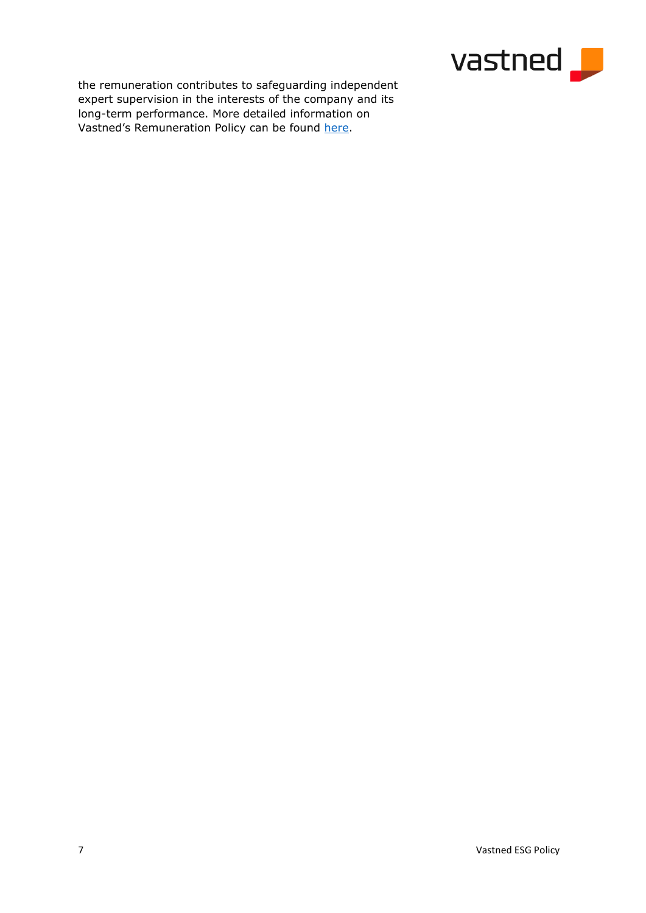the remuneration contributes to safeguarding independent expert supervision in the interests of the company and its long-term performance. More detailed information on Vastned's Remuneration Policy can be found here.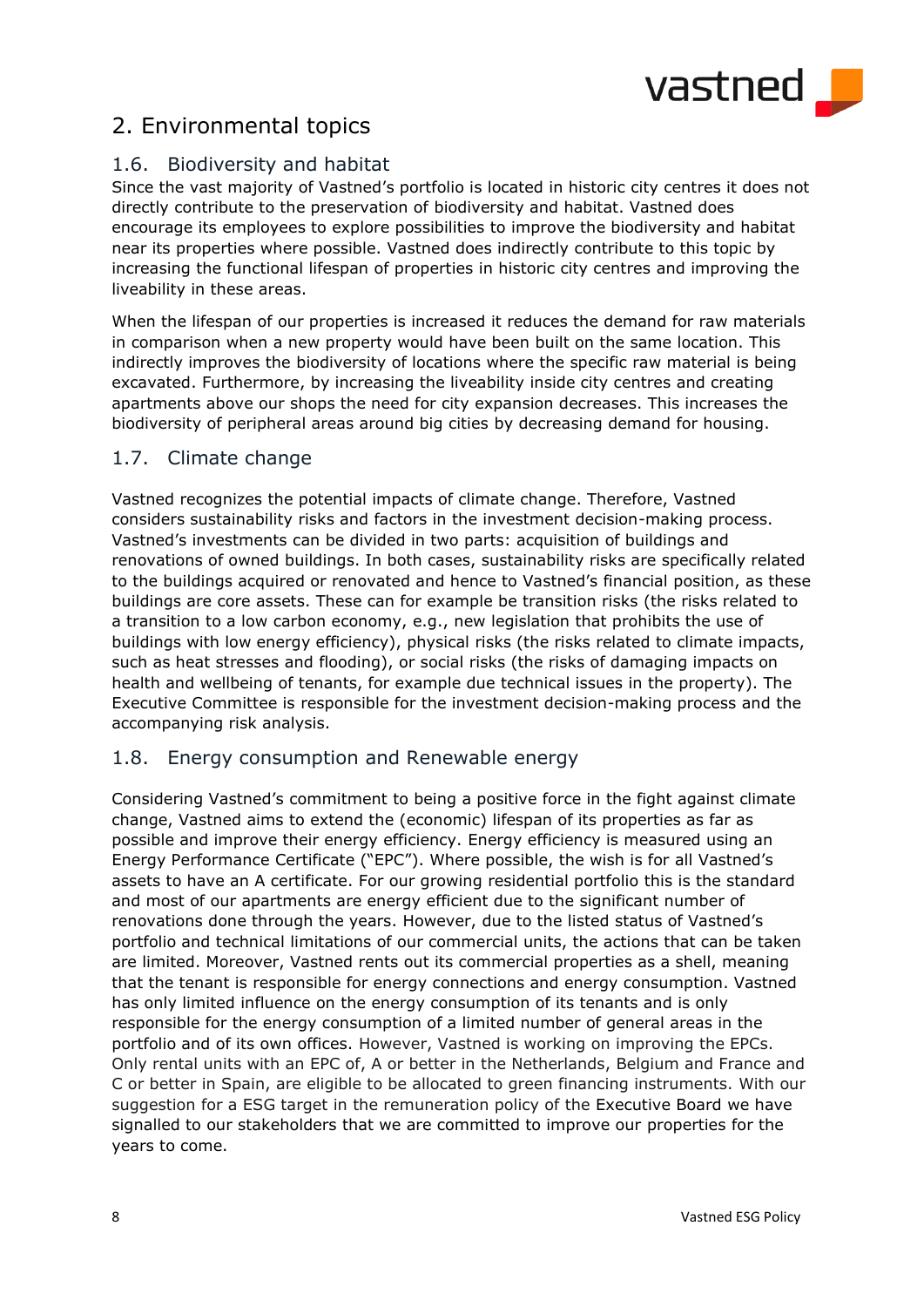# 2. Environmental topics

## 1.6. Biodiversity and habitat

Since the vast majority of Vastned's portfolio is located in historic city centres it does not directly contribute to the preservation of biodiversity and habitat. Vastned does encourage its employees to explore possibilities to improve the biodiversity and habitat near its properties where possible. Vastned does indirectly contribute to this topic by increasing the functional lifespan of properties in historic city centres and improving the liveability in these areas.

When the lifespan of our properties is increased it reduces the demand for raw materials in comparison when a new property would have been built on the same location. This indirectly improves the biodiversity of locations where the specific raw material is being excavated. Furthermore, by increasing the liveability inside city centres and creating apartments above our shops the need for city expansion decreases. This increases the biodiversity of peripheral areas around big cities by decreasing demand for housing.

## 1.7. Climate change

Vastned recognizes the potential impacts of climate change. Therefore, Vastned considers sustainability risks and factors in the investment decision-making process. Vastned's investments can be divided in two parts: acquisition of buildings and renovations of owned buildings. In both cases, sustainability risks are specifically related to the buildings acquired or renovated and hence to Vastned's financial position, as these buildings are core assets. These can for example be transition risks (the risks related to a transition to a low carbon economy, e.g., new legislation that prohibits the use of buildings with low energy efficiency), physical risks (the risks related to climate impacts, such as heat stresses and flooding), or social risks (the risks of damaging impacts on health and wellbeing of tenants, for example due technical issues in the property). The Executive Committee is responsible for the investment decision-making process and the accompanying risk analysis.

## 1.8. Energy consumption and Renewable energy

Considering Vastned's commitment to being a positive force in the fight against climate change, Vastned aims to extend the (economic) lifespan of its properties as far as possible and improve their energy efficiency. Energy efficiency is measured using an Energy Performance Certificate ("EPC"). Where possible, the wish is for all Vastned's assets to have an A certificate. For our growing residential portfolio this is the standard and most of our apartments are energy efficient due to the significant number of renovations done through the years. However, due to the listed status of Vastned's portfolio and technical limitations of our commercial units, the actions that can be taken are limited. Moreover, Vastned rents out its commercial properties as a shell, meaning that the tenant is responsible for energy connections and energy consumption. Vastned has only limited influence on the energy consumption of its tenants and is only responsible for the energy consumption of a limited number of general areas in the portfolio and of its own offices. However, Vastned is working on improving the EPCs. Only rental units with an EPC of, A or better in the Netherlands, Belgium and France and C or better in Spain, are eligible to be allocated to green financing instruments. With our suggestion for a ESG target in the remuneration policy of the Executive Board we have signalled to our stakeholders that we are committed to improve our properties for the years to come.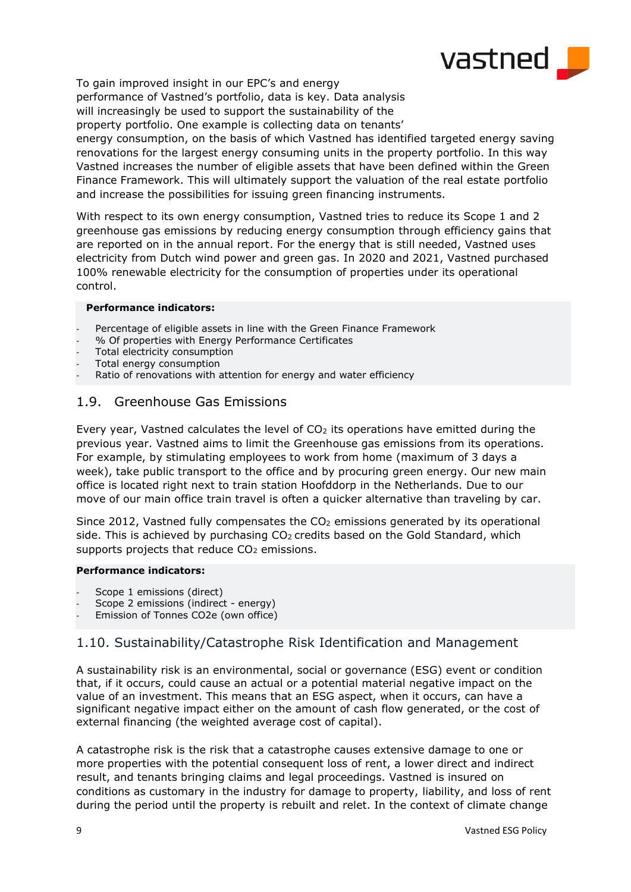To gain improved insight in our EPC's and energy performance of Vastned's portfolio, data is key. Data analysis will increasingly be used to support the sustainability of the property portfolio. One example is collecting data on tenants' energy consumption, on the basis of which Vastned has identified targeted energy saving renovations for the largest energy consuming units in the property portfolio. In this way Vastned increases the number of eligible assets that have been defined within the Green Finance Framework. This will ultimately support the valuation of the real estate portfolio and increase the possibilities for issuing green financing instruments.

With respect to its own energy consumption, Vastned tries to reduce its Scope 1 and 2 greenhouse gas emissions by reducing energy consumption through efficiency gains that are reported on in the annual report. For the energy that is still needed, Vastned uses electricity from Dutch wind power and green gas. In 2020 and 2021, Vastned purchased 100% renewable electricity for the consumption of properties under its operational control.

**Performance indicators:**

- Percentage of eligible assets in line with the Green Finance Framework
- % Of properties with Energy Performance Certificates
- Total electricity consumption
- Total energy consumption
- Ratio of renovations with attention for energy and water efficiency

## 1.9. Greenhouse Gas Emissions

Every year, Vastned calculates the level of $CO_2$ its operations have emitted during the previous year. Vastned aims to limit the Greenhouse gas emissions from its operations. For example, by stimulating employees to work from home (maximum of 3 days a week), take public transport to the office and by procuring green energy. Our new main office is located right next to train station Hoofddorp in the Netherlands. Due to our move of our main office train travel is often a quicker alternative than traveling by car.

Since 2012, Vastned fully compensates the $CO_2$ emissions generated by its operational side. This is achieved by purchasing $CO_2$ credits based on the Gold Standard, which supports projects that reduce $CO_2$ emissions.

**Performance indicators:**

- Scope 1 emissions (direct)
- Scope 2 emissions (indirect - energy)
- Emission of Tonnes CO2e (own office)

## 1.10. Sustainability/Catastrophe Risk Identification and Management

A sustainability risk is an environmental, social or governance (ESG) event or condition that, if it occurs, could cause an actual or a potential material negative impact on the value of an investment. This means that an ESG aspect, when it occurs, can have a significant negative impact either on the amount of cash flow generated, or the cost of external financing (the weighted average cost of capital).

A catastrophe risk is the risk that a catastrophe causes extensive damage to one or more properties with the potential consequent loss of rent, a lower direct and indirect result, and tenants bringing claims and legal proceedings. Vastned is insured on conditions as customary in the industry for damage to property, liability, and loss of rent during the period until the property is rebuilt and relet. In the context of climate change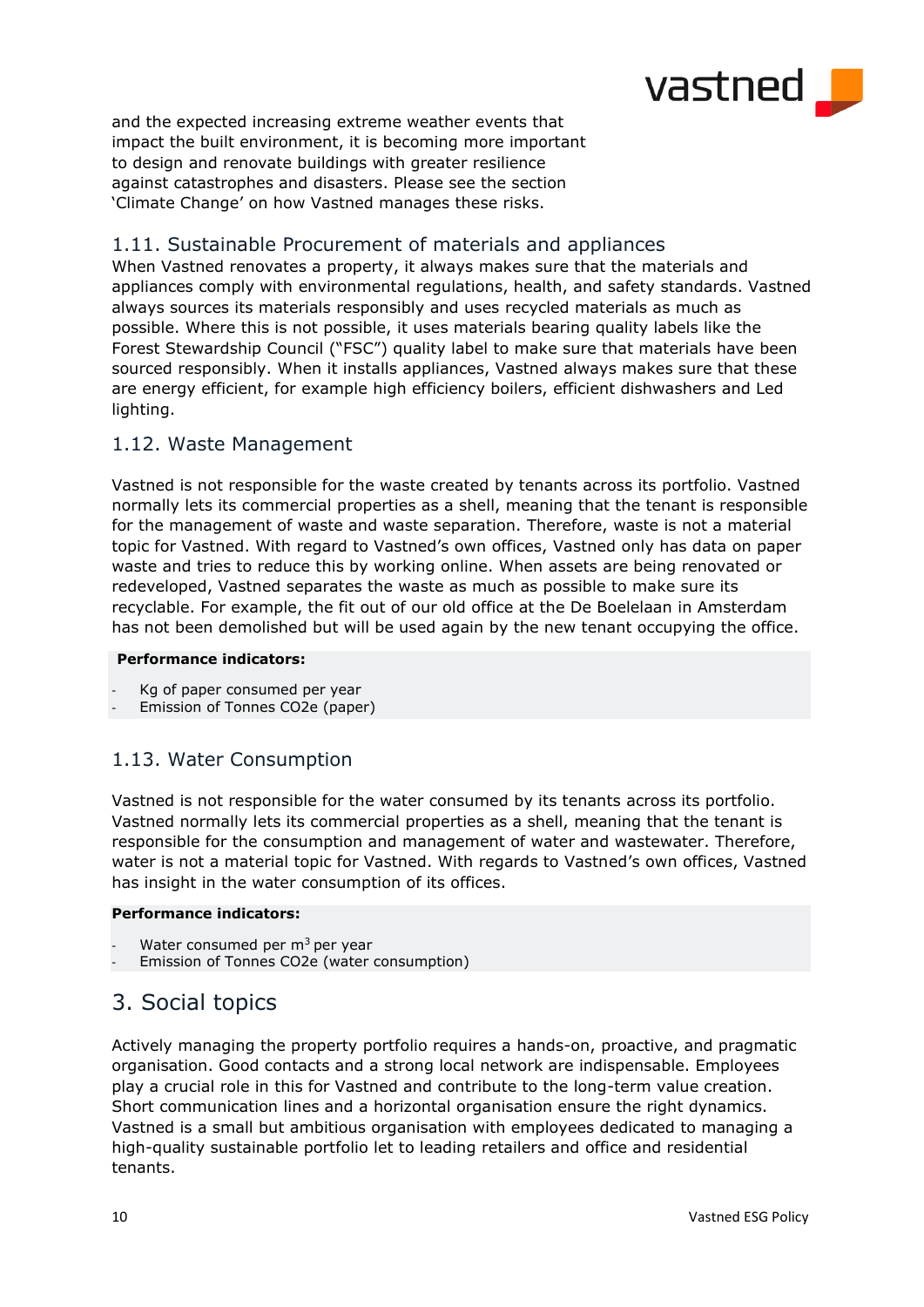and the expected increasing extreme weather events that impact the built environment, it is becoming more important to design and renovate buildings with greater resilience against catastrophes and disasters. Please see the section 'Climate Change' on how Vastned manages these risks.

## 1.11. Sustainable Procurement of materials and appliances

When Vastned renovates a property, it always makes sure that the materials and appliances comply with environmental regulations, health, and safety standards. Vastned always sources its materials responsibly and uses recycled materials as much as possible. Where this is not possible, it uses materials bearing quality labels like the Forest Stewardship Council ("FSC") quality label to make sure that materials have been sourced responsibly. When it installs appliances, Vastned always makes sure that these are energy efficient, for example high efficiency boilers, efficient dishwashers and Led lighting.

## 1.12. Waste Management

Vastned is not responsible for the waste created by tenants across its portfolio. Vastned normally lets its commercial properties as a shell, meaning that the tenant is responsible for the management of waste and waste separation. Therefore, waste is not a material topic for Vastned. With regard to Vastned's own offices, Vastned only has data on paper waste and tries to reduce this by working online. When assets are being renovated or redeveloped, Vastned separates the waste as much as possible to make sure its recyclable. For example, the fit out of our old office at the De Boelelaan in Amsterdam has not been demolished but will be used again by the new tenant occupying the office.

**Performance indicators:**

- Kg of paper consumed per year
- Emission of Tonnes CO2e (paper)

## 1.13. Water Consumption

Vastned is not responsible for the water consumed by its tenants across its portfolio. Vastned normally lets its commercial properties as a shell, meaning that the tenant is responsible for the consumption and management of water and wastewater. Therefore, water is not a material topic for Vastned. With regards to Vastned's own offices, Vastned has insight in the water consumption of its offices.

**Performance indicators:**

- Water consumed per $m^3$ per year
- Emission of Tonnes CO2e (water consumption)

# 3. Social topics

Actively managing the property portfolio requires a hands-on, proactive, and pragmatic organisation. Good contacts and a strong local network are indispensable. Employees play a crucial role in this for Vastned and contribute to the long-term value creation. Short communication lines and a horizontal organisation ensure the right dynamics. Vastned is a small but ambitious organisation with employees dedicated to managing a high-quality sustainable portfolio let to leading retailers and office and residential tenants.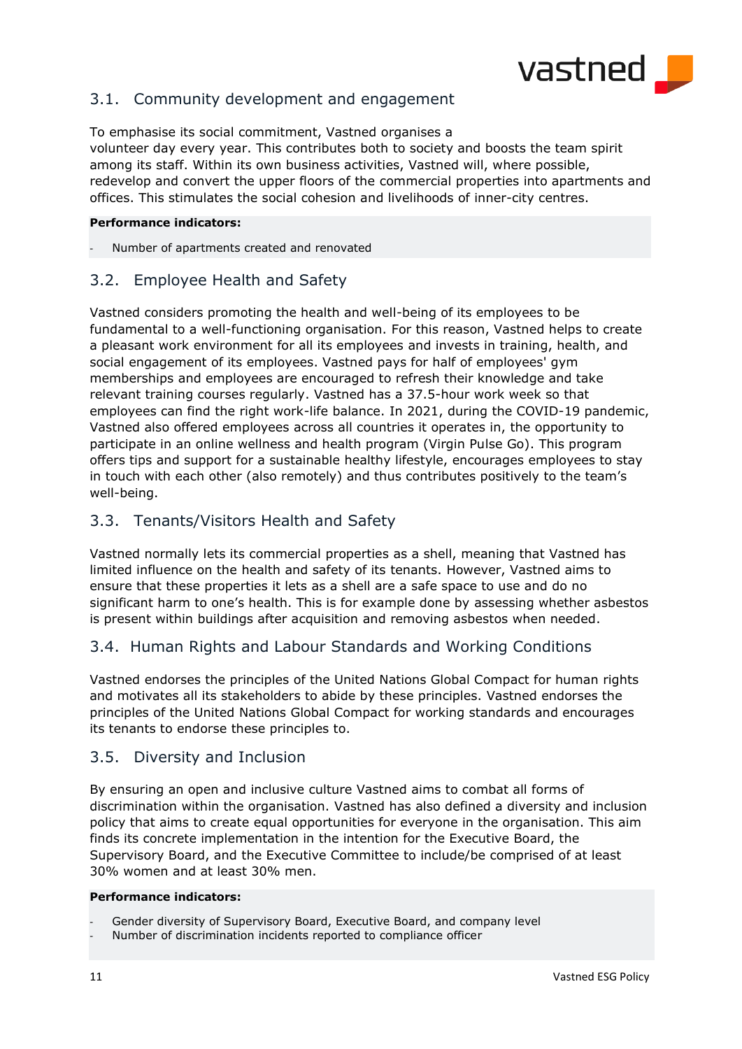## 3.1. Community development and engagement

To emphasise its social commitment, Vastned organises a volunteer day every year. This contributes both to society and boosts the team spirit among its staff. Within its own business activities, Vastned will, where possible, redevelop and convert the upper floors of the commercial properties into apartments and offices. This stimulates the social cohesion and livelihoods of inner-city centres.

**Performance indicators:**

- Number of apartments created and renovated

## 3.2. Employee Health and Safety

Vastned considers promoting the health and well-being of its employees to be fundamental to a well-functioning organisation. For this reason, Vastned helps to create a pleasant work environment for all its employees and invests in training, health, and social engagement of its employees. Vastned pays for half of employees' gym memberships and employees are encouraged to refresh their knowledge and take relevant training courses regularly. Vastned has a 37.5-hour work week so that employees can find the right work-life balance. In 2021, during the COVID-19 pandemic, Vastned also offered employees across all countries it operates in, the opportunity to participate in an online wellness and health program (Virgin Pulse Go). This program offers tips and support for a sustainable healthy lifestyle, encourages employees to stay in touch with each other (also remotely) and thus contributes positively to the team's well-being.

## 3.3. Tenants/Visitors Health and Safety

Vastned normally lets its commercial properties as a shell, meaning that Vastned has limited influence on the health and safety of its tenants. However, Vastned aims to ensure that these properties it lets as a shell are a safe space to use and do no significant harm to one's health. This is for example done by assessing whether asbestos is present within buildings after acquisition and removing asbestos when needed.

## 3.4. Human Rights and Labour Standards and Working Conditions

Vastned endorses the principles of the United Nations Global Compact for human rights and motivates all its stakeholders to abide by these principles. Vastned endorses the principles of the United Nations Global Compact for working standards and encourages its tenants to endorse these principles to.

## 3.5. Diversity and Inclusion

By ensuring an open and inclusive culture Vastned aims to combat all forms of discrimination within the organisation. Vastned has also defined a diversity and inclusion policy that aims to create equal opportunities for everyone in the organisation. This aim finds its concrete implementation in the intention for the Executive Board, the Supervisory Board, and the Executive Committee to include/be comprised of at least 30% women and at least 30% men.

**Performance indicators:**

- Gender diversity of Supervisory Board, Executive Board, and company level
- Number of discrimination incidents reported to compliance officer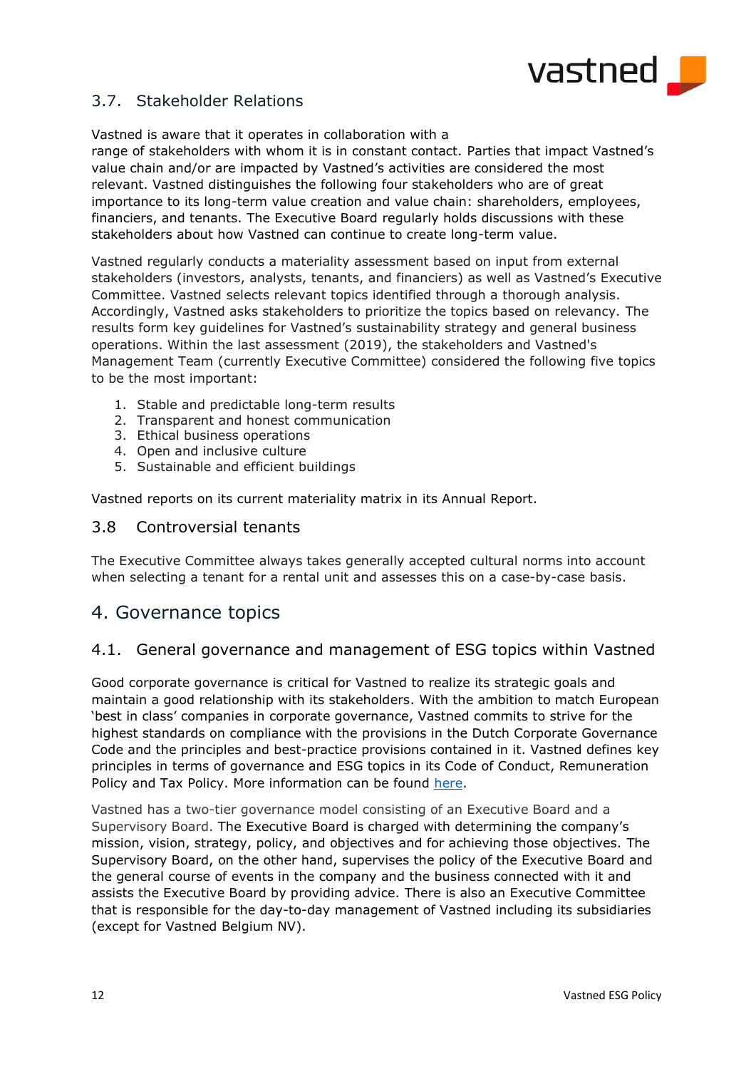## 3.7. Stakeholder Relations

Vastned is aware that it operates in collaboration with a range of stakeholders with whom it is in constant contact. Parties that impact Vastned's value chain and/or are impacted by Vastned's activities are considered the most relevant. Vastned distinguishes the following four stakeholders who are of great importance to its long-term value creation and value chain: shareholders, employees, financiers, and tenants. The Executive Board regularly holds discussions with these stakeholders about how Vastned can continue to create long-term value.

Vastned regularly conducts a materiality assessment based on input from external stakeholders (investors, analysts, tenants, and financiers) as well as Vastned's Executive Committee. Vastned selects relevant topics identified through a thorough analysis. Accordingly, Vastned asks stakeholders to prioritize the topics based on relevancy. The results form key guidelines for Vastned's sustainability strategy and general business operations. Within the last assessment (2019), the stakeholders and Vastned's Management Team (currently Executive Committee) considered the following five topics to be the most important:

1. Stable and predictable long-term results
2. Transparent and honest communication
3. Ethical business operations
4. Open and inclusive culture
5. Sustainable and efficient buildings

Vastned reports on its current materiality matrix in its Annual Report.

## 3.8 Controversial tenants

The Executive Committee always takes generally accepted cultural norms into account when selecting a tenant for a rental unit and assesses this on a case-by-case basis.

# 4. Governance topics

## 4.1. General governance and management of ESG topics within Vastned

Good corporate governance is critical for Vastned to realize its strategic goals and maintain a good relationship with its stakeholders. With the ambition to match European 'best in class' companies in corporate governance, Vastned commits to strive for the highest standards on compliance with the provisions in the Dutch Corporate Governance Code and the principles and best-practice provisions contained in it. Vastned defines key principles in terms of governance and ESG topics in its Code of Conduct, Remuneration Policy and Tax Policy. More information can be found here.

Vastned has a two-tier governance model consisting of an Executive Board and a Supervisory Board. The Executive Board is charged with determining the company's mission, vision, strategy, policy, and objectives and for achieving those objectives. The Supervisory Board, on the other hand, supervises the policy of the Executive Board and the general course of events in the company and the business connected with it and assists the Executive Board by providing advice. There is also an Executive Committee that is responsible for the day-to-day management of Vastned including its subsidiaries (except for Vastned Belgium NV).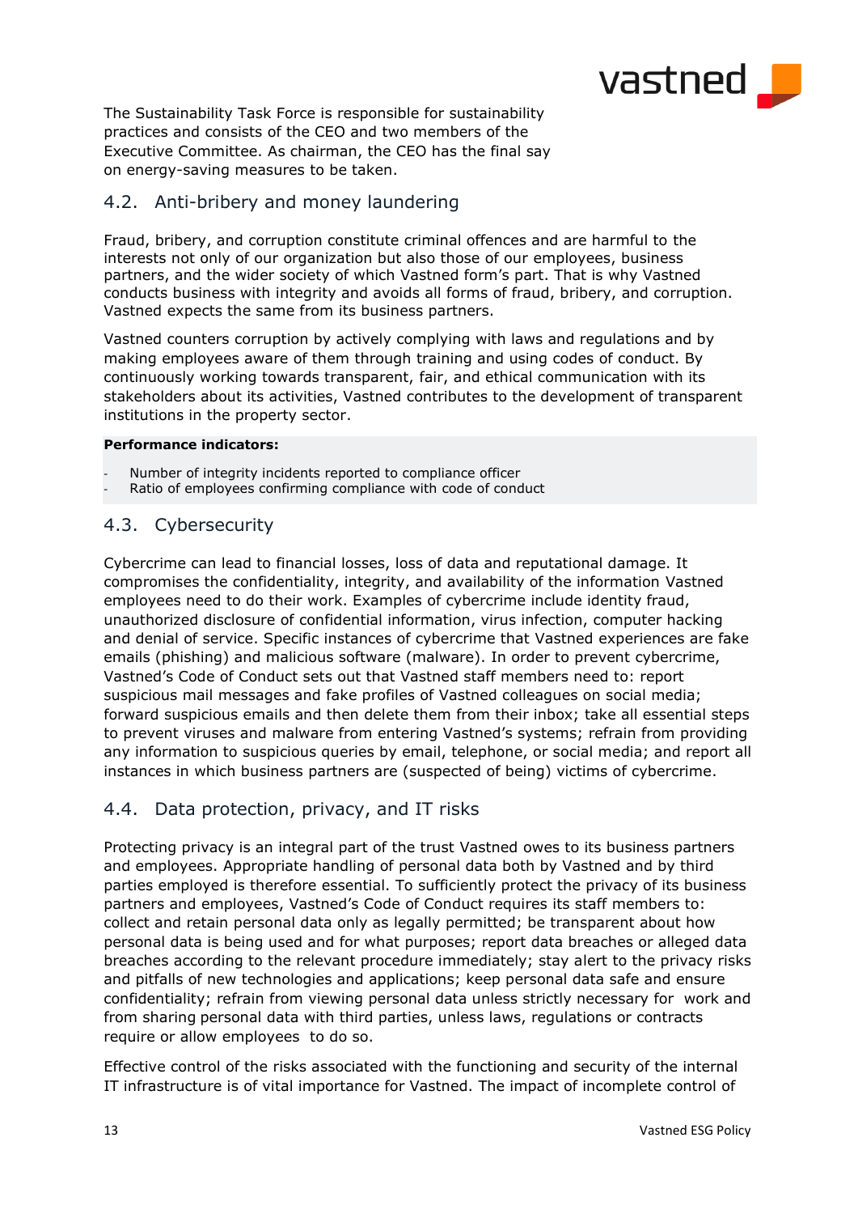The Sustainability Task Force is responsible for sustainability practices and consists of the CEO and two members of the Executive Committee. As chairman, the CEO has the final say on energy-saving measures to be taken.

## 4.2. Anti-bribery and money laundering

Fraud, bribery, and corruption constitute criminal offences and are harmful to the interests not only of our organization but also those of our employees, business partners, and the wider society of which Vastned form's part. That is why Vastned conducts business with integrity and avoids all forms of fraud, bribery, and corruption. Vastned expects the same from its business partners.

Vastned counters corruption by actively complying with laws and regulations and by making employees aware of them through training and using codes of conduct. By continuously working towards transparent, fair, and ethical communication with its stakeholders about its activities, Vastned contributes to the development of transparent institutions in the property sector.

**Performance indicators:**

- Number of integrity incidents reported to compliance officer
- Ratio of employees confirming compliance with code of conduct

## 4.3. Cybersecurity

Cybercrime can lead to financial losses, loss of data and reputational damage. It compromises the confidentiality, integrity, and availability of the information Vastned employees need to do their work. Examples of cybercrime include identity fraud, unauthorized disclosure of confidential information, virus infection, computer hacking and denial of service. Specific instances of cybercrime that Vastned experiences are fake emails (phishing) and malicious software (malware). In order to prevent cybercrime, Vastned's Code of Conduct sets out that Vastned staff members need to: report suspicious mail messages and fake profiles of Vastned colleagues on social media; forward suspicious emails and then delete them from their inbox; take all essential steps to prevent viruses and malware from entering Vastned's systems; refrain from providing any information to suspicious queries by email, telephone, or social media; and report all instances in which business partners are (suspected of being) victims of cybercrime.

## 4.4. Data protection, privacy, and IT risks

Protecting privacy is an integral part of the trust Vastned owes to its business partners and employees. Appropriate handling of personal data both by Vastned and by third parties employed is therefore essential. To sufficiently protect the privacy of its business partners and employees, Vastned's Code of Conduct requires its staff members to: collect and retain personal data only as legally permitted; be transparent about how personal data is being used and for what purposes; report data breaches or alleged data breaches according to the relevant procedure immediately; stay alert to the privacy risks and pitfalls of new technologies and applications; keep personal data safe and ensure confidentiality; refrain from viewing personal data unless strictly necessary for work and from sharing personal data with third parties, unless laws, regulations or contracts require or allow employees to do so.

Effective control of the risks associated with the functioning and security of the internal IT infrastructure is of vital importance for Vastned. The impact of incomplete control of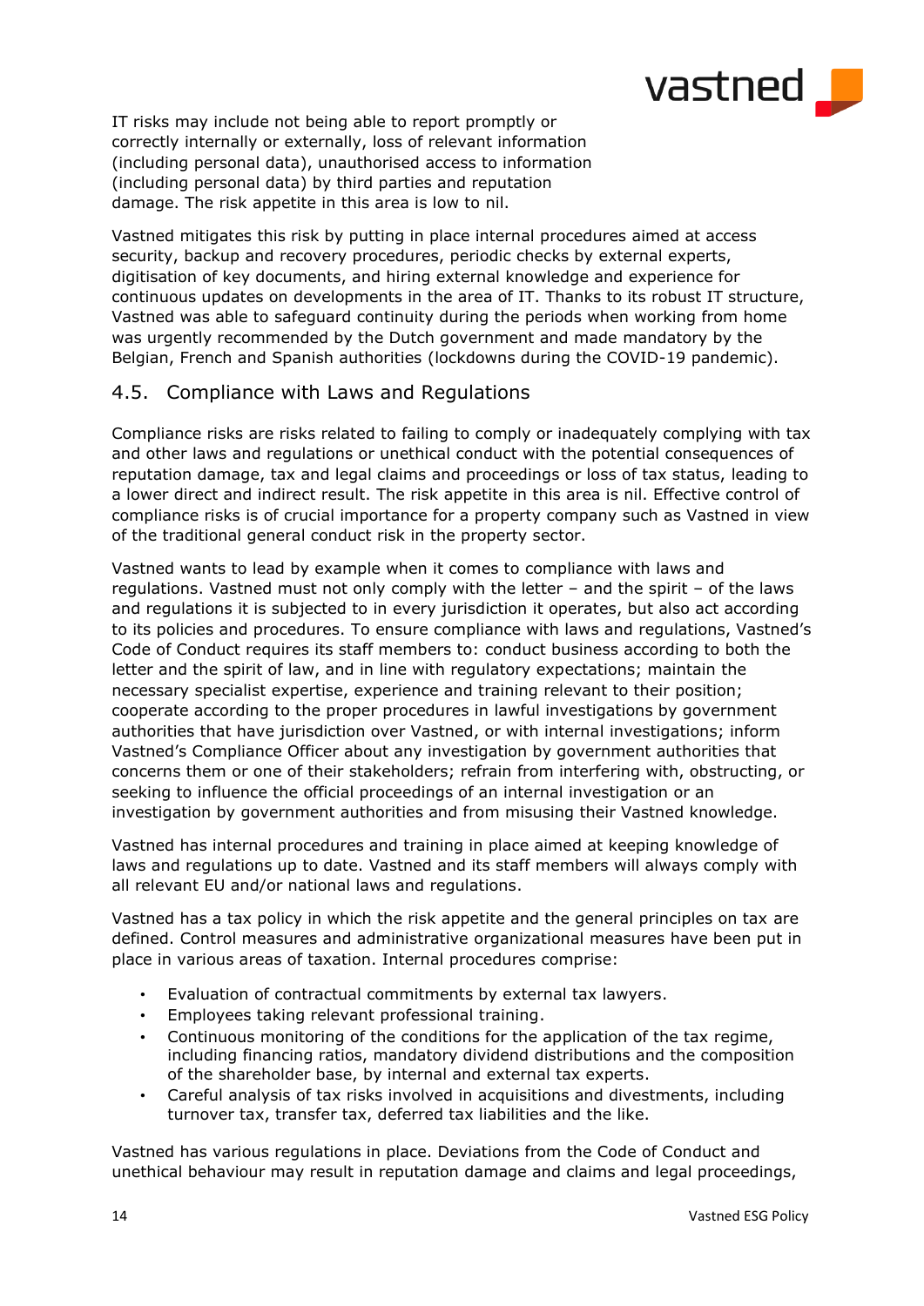IT risks may include not being able to report promptly or correctly internally or externally, loss of relevant information (including personal data), unauthorised access to information (including personal data) by third parties and reputation damage. The risk appetite in this area is low to nil.

Vastned mitigates this risk by putting in place internal procedures aimed at access security, backup and recovery procedures, periodic checks by external experts, digitisation of key documents, and hiring external knowledge and experience for continuous updates on developments in the area of IT. Thanks to its robust IT structure, Vastned was able to safeguard continuity during the periods when working from home was urgently recommended by the Dutch government and made mandatory by the Belgian, French and Spanish authorities (lockdowns during the COVID-19 pandemic).

## 4.5. Compliance with Laws and Regulations

Compliance risks are risks related to failing to comply or inadequately complying with tax and other laws and regulations or unethical conduct with the potential consequences of reputation damage, tax and legal claims and proceedings or loss of tax status, leading to a lower direct and indirect result. The risk appetite in this area is nil. Effective control of compliance risks is of crucial importance for a property company such as Vastned in view of the traditional general conduct risk in the property sector.

Vastned wants to lead by example when it comes to compliance with laws and regulations. Vastned must not only comply with the letter – and the spirit – of the laws and regulations it is subjected to in every jurisdiction it operates, but also act according to its policies and procedures. To ensure compliance with laws and regulations, Vastned's Code of Conduct requires its staff members to: conduct business according to both the letter and the spirit of law, and in line with regulatory expectations; maintain the necessary specialist expertise, experience and training relevant to their position; cooperate according to the proper procedures in lawful investigations by government authorities that have jurisdiction over Vastned, or with internal investigations; inform Vastned's Compliance Officer about any investigation by government authorities that concerns them or one of their stakeholders; refrain from interfering with, obstructing, or seeking to influence the official proceedings of an internal investigation or an investigation by government authorities and from misusing their Vastned knowledge.

Vastned has internal procedures and training in place aimed at keeping knowledge of laws and regulations up to date. Vastned and its staff members will always comply with all relevant EU and/or national laws and regulations.

Vastned has a tax policy in which the risk appetite and the general principles on tax are defined. Control measures and administrative organizational measures have been put in place in various areas of taxation. Internal procedures comprise:

- Evaluation of contractual commitments by external tax lawyers.
- Employees taking relevant professional training.
- Continuous monitoring of the conditions for the application of the tax regime, including financing ratios, mandatory dividend distributions and the composition of the shareholder base, by internal and external tax experts.
- Careful analysis of tax risks involved in acquisitions and divestments, including turnover tax, transfer tax, deferred tax liabilities and the like.

Vastned has various regulations in place. Deviations from the Code of Conduct and unethical behaviour may result in reputation damage and claims and legal proceedings,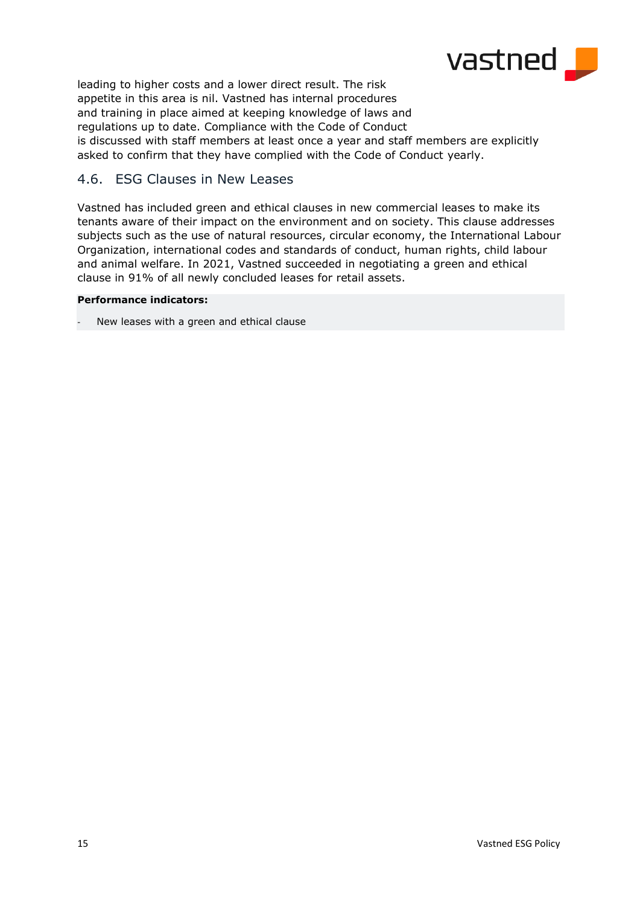leading to higher costs and a lower direct result. The risk appetite in this area is nil. Vastned has internal procedures and training in place aimed at keeping knowledge of laws and regulations up to date. Compliance with the Code of Conduct is discussed with staff members at least once a year and staff members are explicitly asked to confirm that they have complied with the Code of Conduct yearly.

## 4.6. ESG Clauses in New Leases

Vastned has included green and ethical clauses in new commercial leases to make its tenants aware of their impact on the environment and on society. This clause addresses subjects such as the use of natural resources, circular economy, the International Labour Organization, international codes and standards of conduct, human rights, child labour and animal welfare. In 2021, Vastned succeeded in negotiating a green and ethical clause in 91% of all newly concluded leases for retail assets.

**Performance indicators:**

- New leases with a green and ethical clause